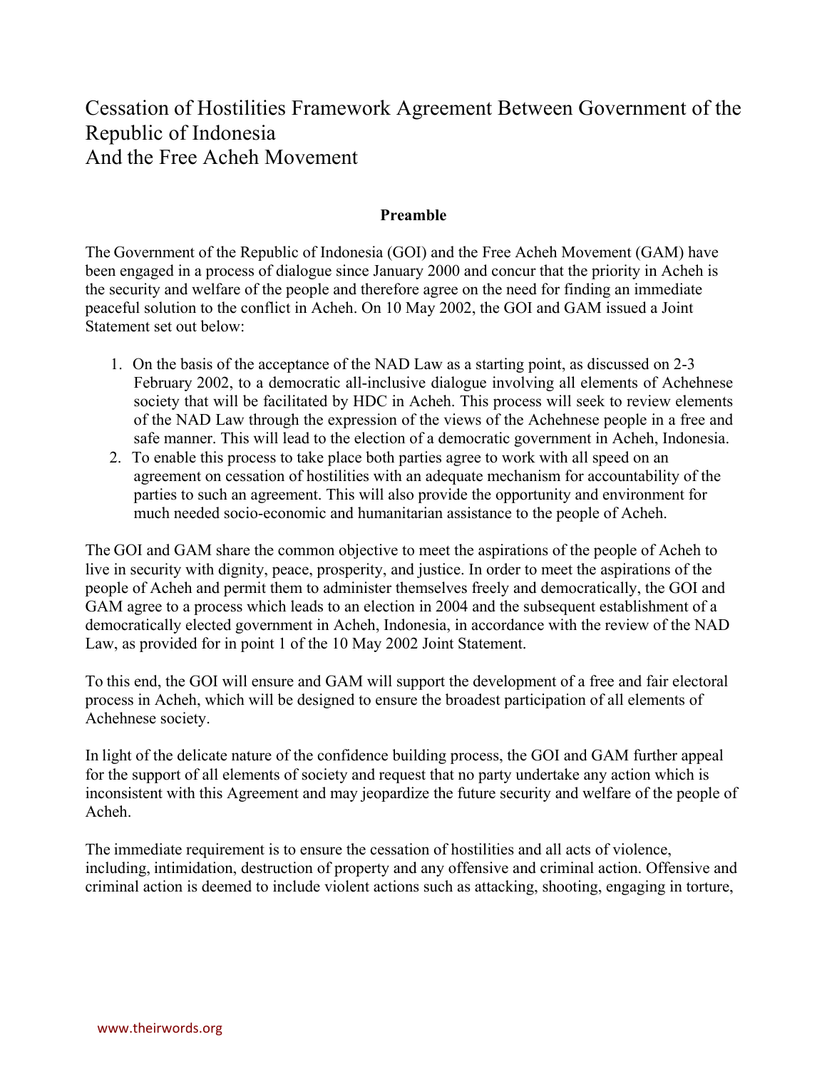# Cessation of Hostilities Framework Agreement Between Government of the Republic of Indonesia And the Free Acheh Movement

**Preamble**

The Government of the Republic of Indonesia (GOI) and the Free Acheh Movement (GAM) have been engaged in a process of dialogue since January 2000 and concur that the priority in Acheh is the security and welfare of the people and therefore agree on the need for finding an immediate peaceful solution to the conflict in Acheh. On 10 May 2002, the GOI and GAM issued a Joint Statement set out below:

1. On the basis of the acceptance of the NAD Law as a starting point, as discussed on 2-3 February 2002, to a democratic all-inclusive dialogue involving all elements of Achehnese society that will be facilitated by HDC in Acheh. This process will seek to review elements of the NAD Law through the expression of the views of the Achehnese people in a free and safe manner. This will lead to the election of a democratic government in Acheh, Indonesia.
2. To enable this process to take place both parties agree to work with all speed on an agreement on cessation of hostilities with an adequate mechanism for accountability of the parties to such an agreement. This will also provide the opportunity and environment for much needed socio-economic and humanitarian assistance to the people of Acheh.

The GOI and GAM share the common objective to meet the aspirations of the people of Acheh to live in security with dignity, peace, prosperity, and justice. In order to meet the aspirations of the people of Acheh and permit them to administer themselves freely and democratically, the GOI and GAM agree to a process which leads to an election in 2004 and the subsequent establishment of a democratically elected government in Acheh, Indonesia, in accordance with the review of the NAD Law, as provided for in point 1 of the 10 May 2002 Joint Statement.

To this end, the GOI will ensure and GAM will support the development of a free and fair electoral process in Acheh, which will be designed to ensure the broadest participation of all elements of Achehnese society.

In light of the delicate nature of the confidence building process, the GOI and GAM further appeal for the support of all elements of society and request that no party undertake any action which is inconsistent with this Agreement and may jeopardize the future security and welfare of the people of Acheh.

The immediate requirement is to ensure the cessation of hostilities and all acts of violence, including, intimidation, destruction of property and any offensive and criminal action. Offensive and criminal action is deemed to include violent actions such as attacking, shooting, engaging in torture,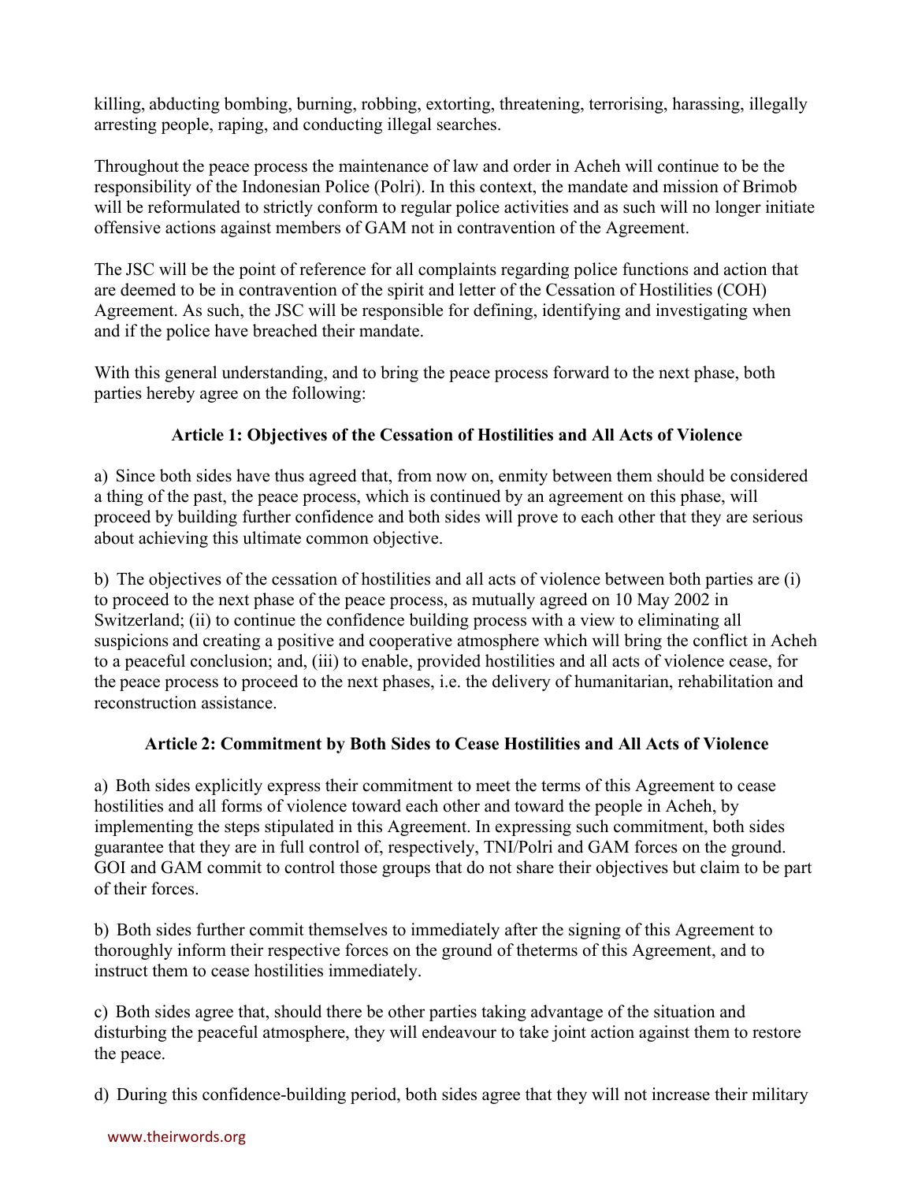killing, abducting bombing, burning, robbing, extorting, threatening, terrorising, harassing, illegally arresting people, raping, and conducting illegal searches.

Throughout the peace process the maintenance of law and order in Acheh will continue to be the responsibility of the Indonesian Police (Polri). In this context, the mandate and mission of Brimob will be reformulated to strictly conform to regular police activities and as such will no longer initiate offensive actions against members of GAM not in contravention of the Agreement.

The JSC will be the point of reference for all complaints regarding police functions and action that are deemed to be in contravention of the spirit and letter of the Cessation of Hostilities (COH) Agreement. As such, the JSC will be responsible for defining, identifying and investigating when and if the police have breached their mandate.

With this general understanding, and to bring the peace process forward to the next phase, both parties hereby agree on the following:

### Article 1: Objectives of the Cessation of Hostilities and All Acts of Violence

a) Since both sides have thus agreed that, from now on, enmity between them should be considered a thing of the past, the peace process, which is continued by an agreement on this phase, will proceed by building further confidence and both sides will prove to each other that they are serious about achieving this ultimate common objective.

b) The objectives of the cessation of hostilities and all acts of violence between both parties are (i) to proceed to the next phase of the peace process, as mutually agreed on 10 May 2002 in Switzerland; (ii) to continue the confidence building process with a view to eliminating all suspicions and creating a positive and cooperative atmosphere which will bring the conflict in Acheh to a peaceful conclusion; and, (iii) to enable, provided hostilities and all acts of violence cease, for the peace process to proceed to the next phases, i.e. the delivery of humanitarian, rehabilitation and reconstruction assistance.

### Article 2: Commitment by Both Sides to Cease Hostilities and All Acts of Violence

a) Both sides explicitly express their commitment to meet the terms of this Agreement to cease hostilities and all forms of violence toward each other and toward the people in Acheh, by implementing the steps stipulated in this Agreement. In expressing such commitment, both sides guarantee that they are in full control of, respectively, TNI/Polri and GAM forces on the ground. GOI and GAM commit to control those groups that do not share their objectives but claim to be part of their forces.

b) Both sides further commit themselves to immediately after the signing of this Agreement to thoroughly inform their respective forces on the ground of theterms of this Agreement, and to instruct them to cease hostilities immediately.

c) Both sides agree that, should there be other parties taking advantage of the situation and disturbing the peaceful atmosphere, they will endeavour to take joint action against them to restore the peace.

d) During this confidence-building period, both sides agree that they will not increase their military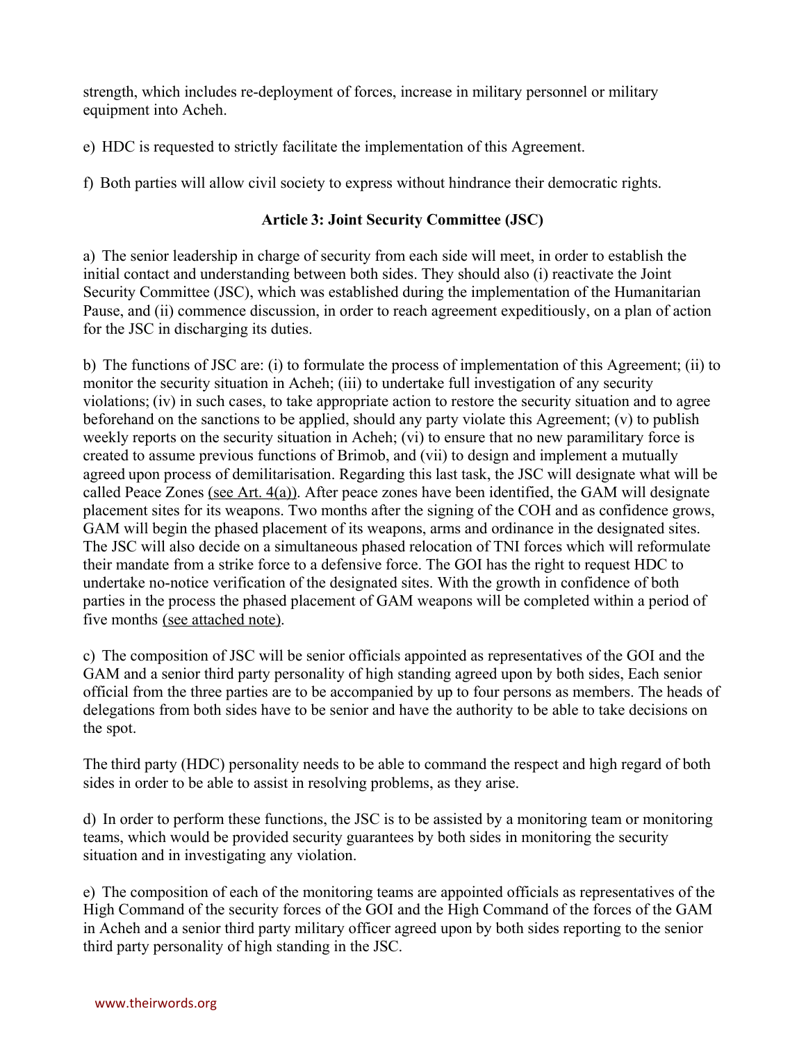strength, which includes re-deployment of forces, increase in military personnel or military equipment into Acheh.

e) HDC is requested to strictly facilitate the implementation of this Agreement.

f) Both parties will allow civil society to express without hindrance their democratic rights.

### Article 3: Joint Security Committee (JSC)

a) The senior leadership in charge of security from each side will meet, in order to establish the initial contact and understanding between both sides. They should also (i) reactivate the Joint Security Committee (JSC), which was established during the implementation of the Humanitarian Pause, and (ii) commence discussion, in order to reach agreement expeditiously, on a plan of action for the JSC in discharging its duties.

b) The functions of JSC are: (i) to formulate the process of implementation of this Agreement; (ii) to monitor the security situation in Acheh; (iii) to undertake full investigation of any security violations; (iv) in such cases, to take appropriate action to restore the security situation and to agree beforehand on the sanctions to be applied, should any party violate this Agreement; (v) to publish weekly reports on the security situation in Acheh; (vi) to ensure that no new paramilitary force is created to assume previous functions of Brimob, and (vii) to design and implement a mutually agreed upon process of demilitarisation. Regarding this last task, the JSC will designate what will be called Peace Zones (see Art. 4(a)). After peace zones have been identified, the GAM will designate placement sites for its weapons. Two months after the signing of the COH and as confidence grows, GAM will begin the phased placement of its weapons, arms and ordinance in the designated sites. The JSC will also decide on a simultaneous phased relocation of TNI forces which will reformulate their mandate from a strike force to a defensive force. The GOI has the right to request HDC to undertake no-notice verification of the designated sites. With the growth in confidence of both parties in the process the phased placement of GAM weapons will be completed within a period of five months (see attached note).

c) The composition of JSC will be senior officials appointed as representatives of the GOI and the GAM and a senior third party personality of high standing agreed upon by both sides, Each senior official from the three parties are to be accompanied by up to four persons as members. The heads of delegations from both sides have to be senior and have the authority to be able to take decisions on the spot.

The third party (HDC) personality needs to be able to command the respect and high regard of both sides in order to be able to assist in resolving problems, as they arise.

d) In order to perform these functions, the JSC is to be assisted by a monitoring team or monitoring teams, which would be provided security guarantees by both sides in monitoring the security situation and in investigating any violation.

e) The composition of each of the monitoring teams are appointed officials as representatives of the High Command of the security forces of the GOI and the High Command of the forces of the GAM in Acheh and a senior third party military officer agreed upon by both sides reporting to the senior third party personality of high standing in the JSC.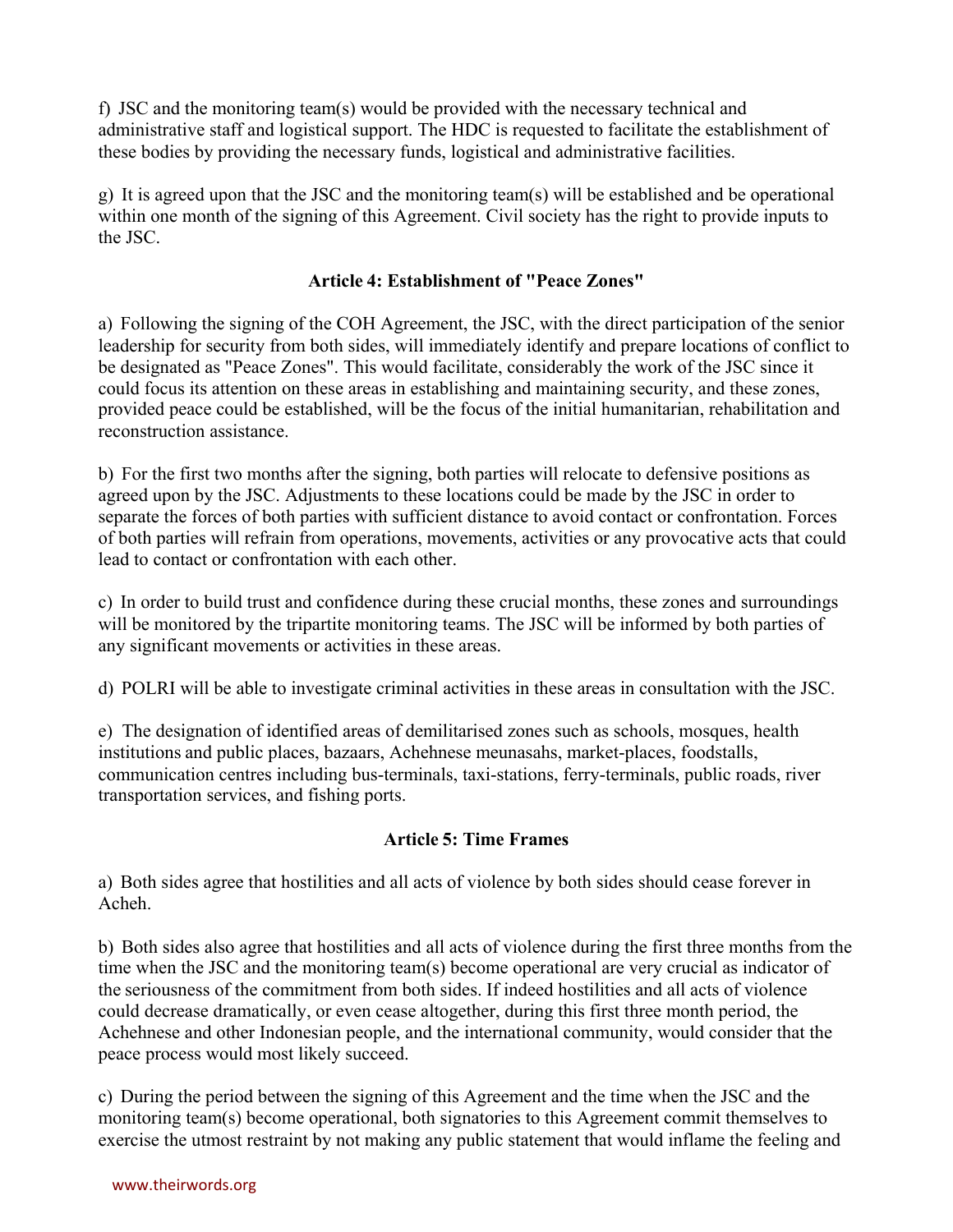f) JSC and the monitoring team(s) would be provided with the necessary technical and administrative staff and logistical support. The HDC is requested to facilitate the establishment of these bodies by providing the necessary funds, logistical and administrative facilities.

g) It is agreed upon that the JSC and the monitoring team(s) will be established and be operational within one month of the signing of this Agreement. Civil society has the right to provide inputs to the JSC.

**Article 4: Establishment of "Peace Zones"**

a) Following the signing of the COH Agreement, the JSC, with the direct participation of the senior leadership for security from both sides, will immediately identify and prepare locations of conflict to be designated as "Peace Zones". This would facilitate, considerably the work of the JSC since it could focus its attention on these areas in establishing and maintaining security, and these zones, provided peace could be established, will be the focus of the initial humanitarian, rehabilitation and reconstruction assistance.

b) For the first two months after the signing, both parties will relocate to defensive positions as agreed upon by the JSC. Adjustments to these locations could be made by the JSC in order to separate the forces of both parties with sufficient distance to avoid contact or confrontation. Forces of both parties will refrain from operations, movements, activities or any provocative acts that could lead to contact or confrontation with each other.

c) In order to build trust and confidence during these crucial months, these zones and surroundings will be monitored by the tripartite monitoring teams. The JSC will be informed by both parties of any significant movements or activities in these areas.

d) POLRI will be able to investigate criminal activities in these areas in consultation with the JSC.

e) The designation of identified areas of demilitarised zones such as schools, mosques, health institutions and public places, bazaars, Achehnese meunasahs, market-places, foodstalls, communication centres including bus-terminals, taxi-stations, ferry-terminals, public roads, river transportation services, and fishing ports.

**Article 5: Time Frames**

a) Both sides agree that hostilities and all acts of violence by both sides should cease forever in Acheh.

b) Both sides also agree that hostilities and all acts of violence during the first three months from the time when the JSC and the monitoring team(s) become operational are very crucial as indicator of the seriousness of the commitment from both sides. If indeed hostilities and all acts of violence could decrease dramatically, or even cease altogether, during this first three month period, the Achehnese and other Indonesian people, and the international community, would consider that the peace process would most likely succeed.

c) During the period between the signing of this Agreement and the time when the JSC and the monitoring team(s) become operational, both signatories to this Agreement commit themselves to exercise the utmost restraint by not making any public statement that would inflame the feeling and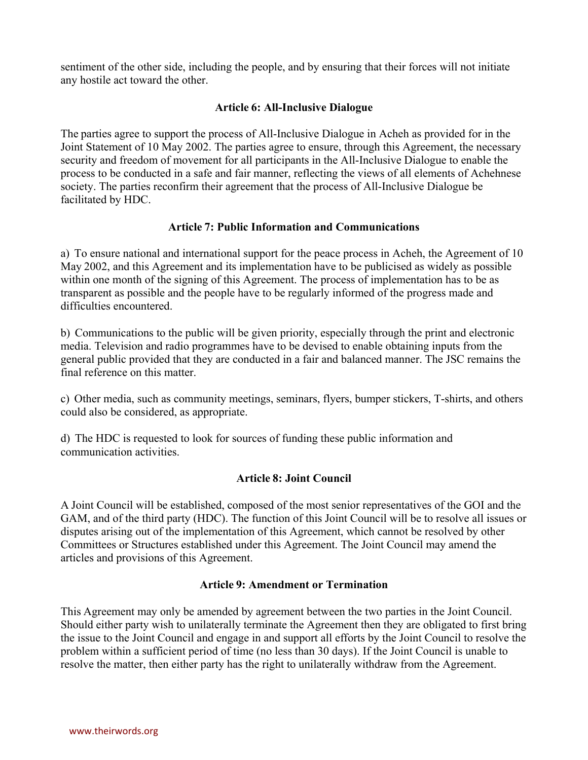sentiment of the other side, including the people, and by ensuring that their forces will not initiate any hostile act toward the other.

### Article 6: All-Inclusive Dialogue

The parties agree to support the process of All-Inclusive Dialogue in Acheh as provided for in the Joint Statement of 10 May 2002. The parties agree to ensure, through this Agreement, the necessary security and freedom of movement for all participants in the All-Inclusive Dialogue to enable the process to be conducted in a safe and fair manner, reflecting the views of all elements of Achehnese society. The parties reconfirm their agreement that the process of All-Inclusive Dialogue be facilitated by HDC.

### Article 7: Public Information and Communications

a) To ensure national and international support for the peace process in Acheh, the Agreement of 10 May 2002, and this Agreement and its implementation have to be publicised as widely as possible within one month of the signing of this Agreement. The process of implementation has to be as transparent as possible and the people have to be regularly informed of the progress made and difficulties encountered.

b) Communications to the public will be given priority, especially through the print and electronic media. Television and radio programmes have to be devised to enable obtaining inputs from the general public provided that they are conducted in a fair and balanced manner. The JSC remains the final reference on this matter.

c) Other media, such as community meetings, seminars, flyers, bumper stickers, T-shirts, and others could also be considered, as appropriate.

d) The HDC is requested to look for sources of funding these public information and communication activities.

### Article 8: Joint Council

A Joint Council will be established, composed of the most senior representatives of the GOI and the GAM, and of the third party (HDC). The function of this Joint Council will be to resolve all issues or disputes arising out of the implementation of this Agreement, which cannot be resolved by other Committees or Structures established under this Agreement. The Joint Council may amend the articles and provisions of this Agreement.

### Article 9: Amendment or Termination

This Agreement may only be amended by agreement between the two parties in the Joint Council. Should either party wish to unilaterally terminate the Agreement then they are obligated to first bring the issue to the Joint Council and engage in and support all efforts by the Joint Council to resolve the problem within a sufficient period of time (no less than 30 days). If the Joint Council is unable to resolve the matter, then either party has the right to unilaterally withdraw from the Agreement.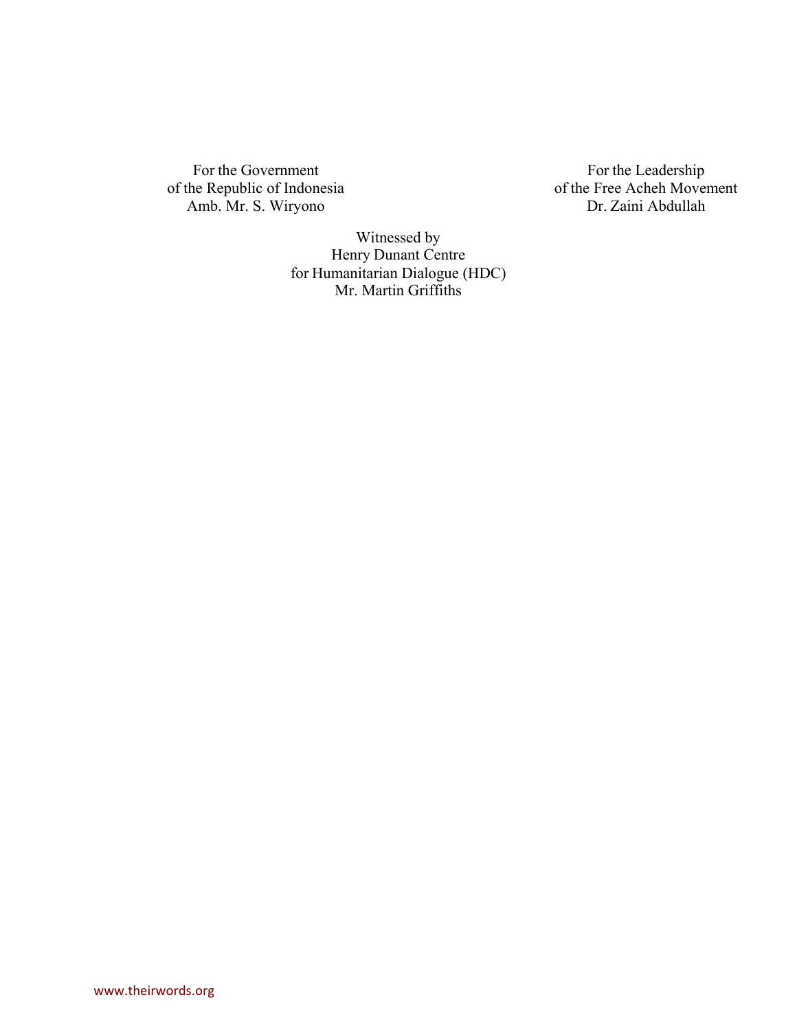For the Government
of the Republic of Indonesia
Amb. Mr. S. Wiryono

For the Leadership
of the Free Acheh Movement
Dr. Zaini Abdullah

Witnessed by
Henry Dunant Centre
for Humanitarian Dialogue (HDC)
Mr. Martin Griffiths